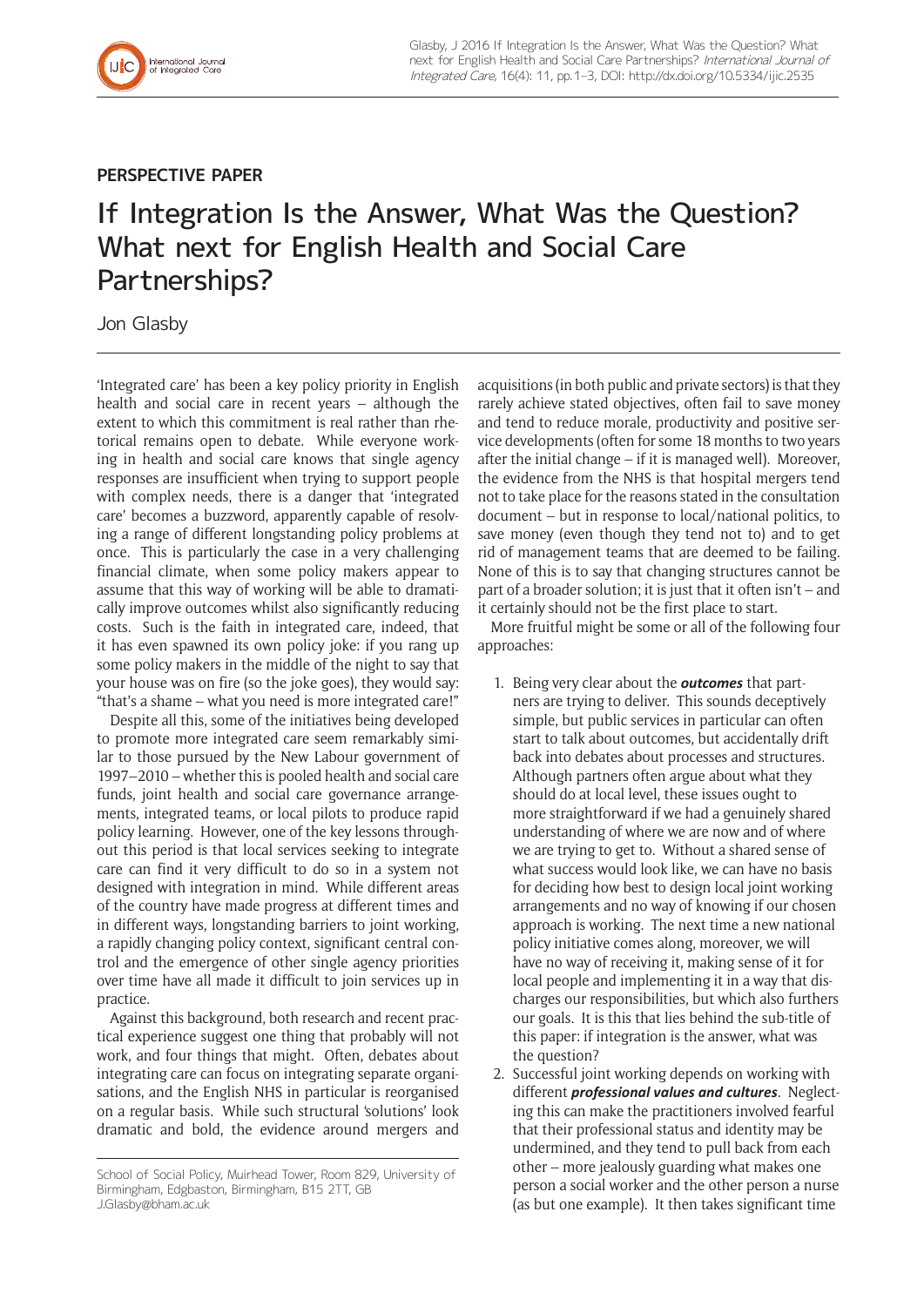PERSPECTIVE PAPER

# If Integration Is the Answer, What Was the Question? What next for English Health and Social Care Partnerships?

Jon Glasby

'Integrated care' has been a key policy priority in English health and social care in recent years – although the extent to which this commitment is real rather than rhetorical remains open to debate. While everyone working in health and social care knows that single agency responses are insufficient when trying to support people with complex needs, there is a danger that 'integrated care' becomes a buzzword, apparently capable of resolving a range of different longstanding policy problems at once. This is particularly the case in a very challenging financial climate, when some policy makers appear to assume that this way of working will be able to dramatically improve outcomes whilst also significantly reducing costs. Such is the faith in integrated care, indeed, that it has even spawned its own policy joke: if you rang up some policy makers in the middle of the night to say that your house was on fire (so the joke goes), they would say: "that's a shame – what you need is more integrated care!"

Despite all this, some of the initiatives being developed to promote more integrated care seem remarkably similar to those pursued by the New Labour government of 1997–2010 – whether this is pooled health and social care funds, joint health and social care governance arrangements, integrated teams, or local pilots to produce rapid policy learning. However, one of the key lessons throughout this period is that local services seeking to integrate care can find it very difficult to do so in a system not designed with integration in mind. While different areas of the country have made progress at different times and in different ways, longstanding barriers to joint working, a rapidly changing policy context, significant central control and the emergence of other single agency priorities over time have all made it difficult to join services up in practice.

Against this background, both research and recent practical experience suggest one thing that probably will not work, and four things that might. Often, debates about integrating care can focus on integrating separate organisations, and the English NHS in particular is reorganised on a regular basis. While such structural 'solutions' look dramatic and bold, the evidence around mergers and acquisitions (in both public and private sectors) is that they rarely achieve stated objectives, often fail to save money and tend to reduce morale, productivity and positive service developments (often for some 18 months to two years after the initial change – if it is managed well). Moreover, the evidence from the NHS is that hospital mergers tend not to take place for the reasons stated in the consultation document – but in response to local/national politics, to save money (even though they tend not to) and to get rid of management teams that are deemed to be failing. None of this is to say that changing structures cannot be part of a broader solution; it is just that it often isn't – and it certainly should not be the first place to start.

More fruitful might be some or all of the following four approaches:

1. Being very clear about the ***outcomes*** that partners are trying to deliver. This sounds deceptively simple, but public services in particular can often start to talk about outcomes, but accidentally drift back into debates about processes and structures. Although partners often argue about what they should do at local level, these issues ought to more straightforward if we had a genuinely shared understanding of where we are now and of where we are trying to get to. Without a shared sense of what success would look like, we can have no basis for deciding how best to design local joint working arrangements and no way of knowing if our chosen approach is working. The next time a new national policy initiative comes along, moreover, we will have no way of receiving it, making sense of it for local people and implementing it in a way that discharges our responsibilities, but which also furthers our goals. It is this that lies behind the sub-title of this paper: if integration is the answer, what was the question?
2. Successful joint working depends on working with different ***professional values and cultures***. Neglecting this can make the practitioners involved fearful that their professional status and identity may be undermined, and they tend to pull back from each other – more jealously guarding what makes one person a social worker and the other person a nurse (as but one example). It then takes significant time

School of Social Policy, Muirhead Tower, Room 829, University of Birmingham, Edgbaston, Birmingham, B15 2TT, GB
J.Glasby@bham.ac.uk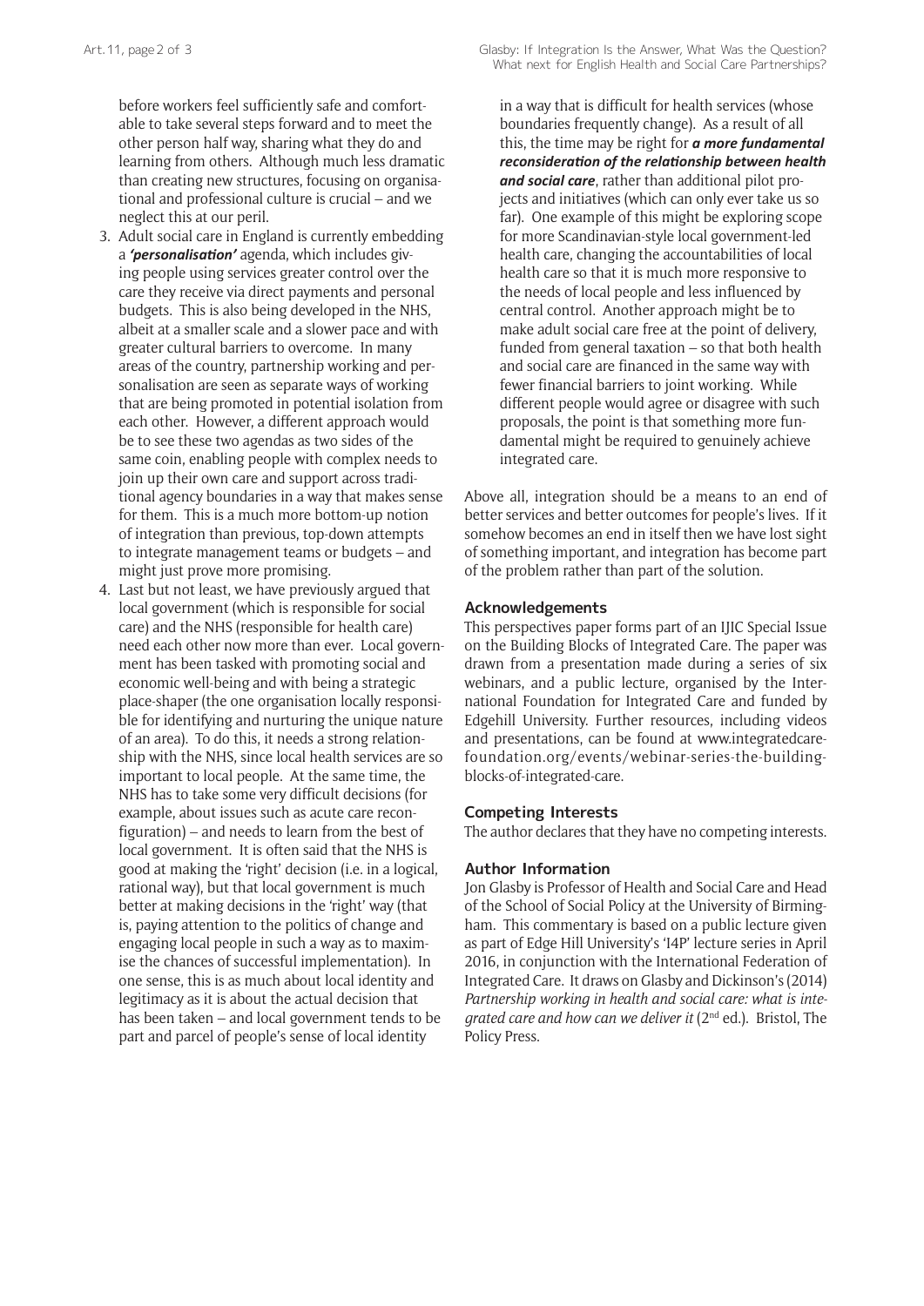before workers feel sufficiently safe and comfortable to take several steps forward and to meet the other person half way, sharing what they do and learning from others. Although much less dramatic than creating new structures, focusing on organisational and professional culture is crucial – and we neglect this at our peril.

3. Adult social care in England is currently embedding a ***'personalisation'*** agenda, which includes giving people using services greater control over the care they receive via direct payments and personal budgets. This is also being developed in the NHS, albeit at a smaller scale and a slower pace and with greater cultural barriers to overcome. In many areas of the country, partnership working and personalisation are seen as separate ways of working that are being promoted in potential isolation from each other. However, a different approach would be to see these two agendas as two sides of the same coin, enabling people with complex needs to join up their own care and support across traditional agency boundaries in a way that makes sense for them. This is a much more bottom-up notion of integration than previous, top-down attempts to integrate management teams or budgets – and might just prove more promising.
4. Last but not least, we have previously argued that local government (which is responsible for social care) and the NHS (responsible for health care) need each other now more than ever. Local government has been tasked with promoting social and economic well-being and with being a strategic place-shaper (the one organisation locally responsible for identifying and nurturing the unique nature of an area). To do this, it needs a strong relationship with the NHS, since local health services are so important to local people. At the same time, the NHS has to take some very difficult decisions (for example, about issues such as acute care reconfiguration) – and needs to learn from the best of local government. It is often said that the NHS is good at making the 'right' decision (i.e. in a logical, rational way), but that local government is much better at making decisions in the 'right' way (that is, paying attention to the politics of change and engaging local people in such a way as to maximise the chances of successful implementation). In one sense, this is as much about local identity and legitimacy as it is about the actual decision that has been taken – and local government tends to be part and parcel of people's sense of local identity in a way that is difficult for health services (whose boundaries frequently change). As a result of all this, the time may be right for ***a more fundamental reconsideration of the relationship between health and social care***, rather than additional pilot projects and initiatives (which can only ever take us so far). One example of this might be exploring scope for more Scandinavian-style local government-led health care, changing the accountabilities of local health care so that it is much more responsive to the needs of local people and less influenced by central control. Another approach might be to make adult social care free at the point of delivery, funded from general taxation – so that both health and social care are financed in the same way with fewer financial barriers to joint working. While different people would agree or disagree with such proposals, the point is that something more fundamental might be required to genuinely achieve integrated care.

Above all, integration should be a means to an end of better services and better outcomes for people's lives. If it somehow becomes an end in itself then we have lost sight of something important, and integration has become part of the problem rather than part of the solution.

## Acknowledgements

This perspectives paper forms part of an IJIC Special Issue on the Building Blocks of Integrated Care. The paper was drawn from a presentation made during a series of six webinars, and a public lecture, organised by the International Foundation for Integrated Care and funded by Edgehill University. Further resources, including videos and presentations, can be found at www.integratedcarefoundation.org/events/webinar-series-the-building-blocks-of-integrated-care.

## Competing Interests

The author declares that they have no competing interests.

## Author Information

Jon Glasby is Professor of Health and Social Care and Head of the School of Social Policy at the University of Birmingham. This commentary is based on a public lecture given as part of Edge Hill University's 'I4P' lecture series in April 2016, in conjunction with the International Federation of Integrated Care. It draws on Glasby and Dickinson's (2014) *Partnership working in health and social care: what is integrated care and how can we deliver it* (2nd ed.). Bristol, The Policy Press.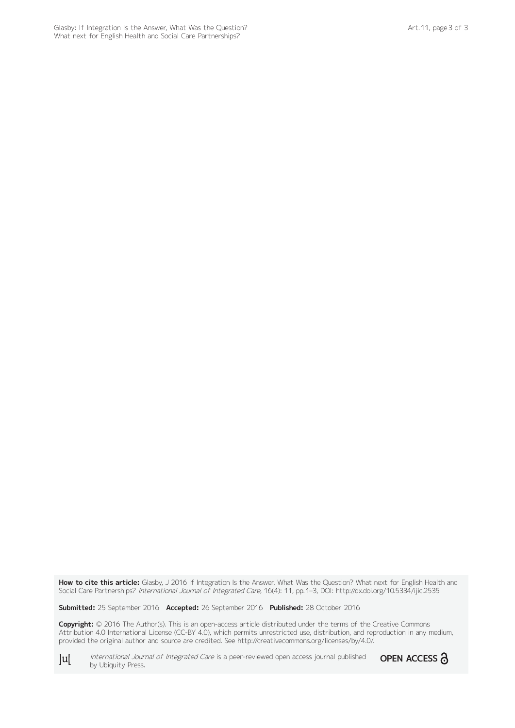**How to cite this article:** Glasby, J 2016 If Integration Is the Answer, What Was the Question? What next for English Health and Social Care Partnerships? *International Journal of Integrated Care*, 16(4): 11, pp. 1–3, DOI: http://dx.doi.org/10.5334/ijic.2535

**Submitted:** 25 September 2016 **Accepted:** 26 September 2016 **Published:** 28 October 2016

**Copyright:** © 2016 The Author(s). This is an open-access article distributed under the terms of the Creative Commons Attribution 4.0 International License (CC-BY 4.0), which permits unrestricted use, distribution, and reproduction in any medium, provided the original author and source are credited. See http://creativecommons.org/licenses/by/4.0/.

*International Journal of Integrated Care* is a peer-reviewed open access journal published by Ubiquity Press.

**OPEN ACCESS**